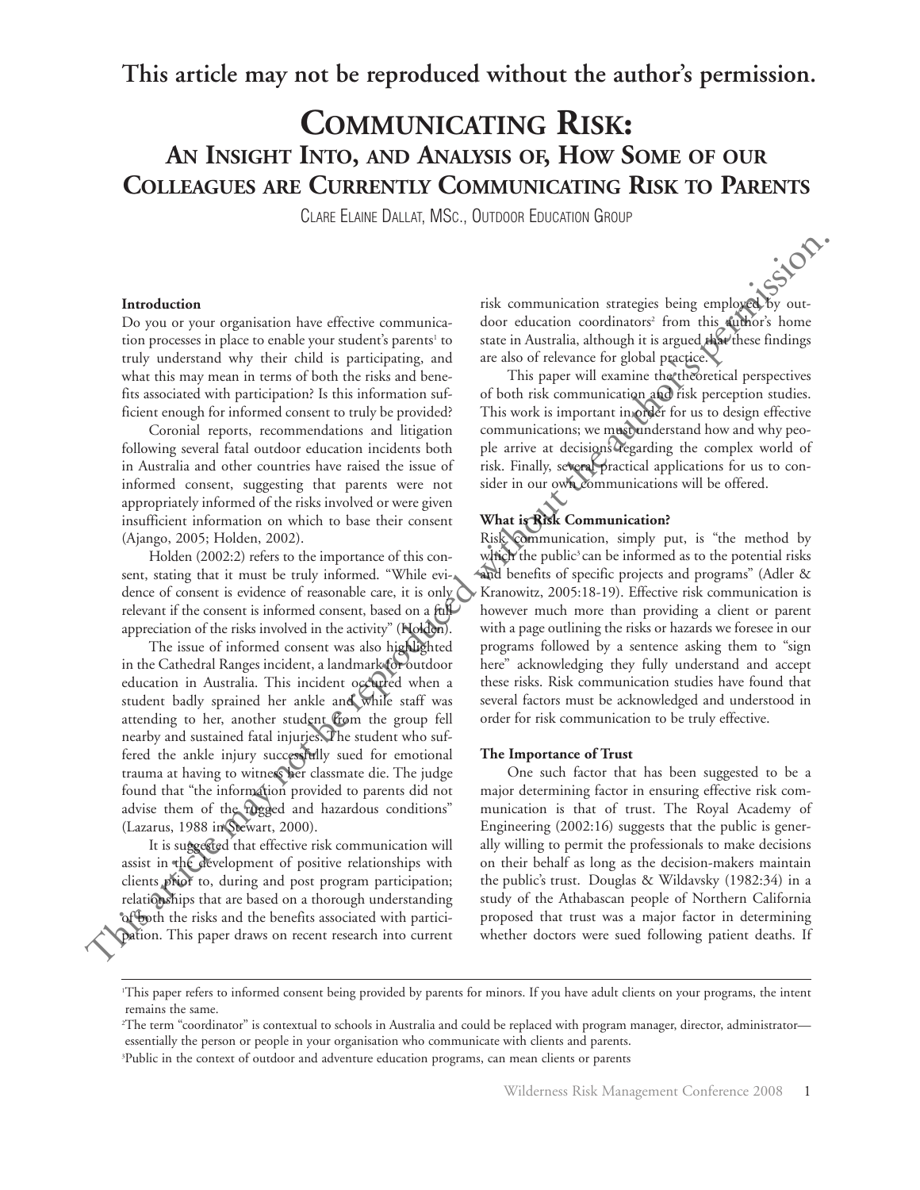**This article may not be reproduced without the author's permission.**

# COMMUNICATING RISK:

## AN INSIGHT INTO, AND ANALYSIS OF, HOW SOME OF OUR COLLEAGUES ARE CURRENTLY COMMUNICATING RISK TO PARENTS

CLARE ELAINE DALLAT, MSC., OUTDOOR EDUCATION GROUP

### Introduction

Do you or your organisation have effective communication processes in place to enable your student's parents[1] to truly understand why their child is participating, and what this may mean in terms of both the risks and benefits associated with participation? Is this information sufficient enough for informed consent to truly be provided?

Coronial reports, recommendations and litigation following several fatal outdoor education incidents both in Australia and other countries have raised the issue of informed consent, suggesting that parents were not appropriately informed of the risks involved or were given insufficient information on which to base their consent (Ajango, 2005; Holden, 2002).

Holden (2002:2) refers to the importance of this consent, stating that it must be truly informed. "While evidence of consent is evidence of reasonable care, it is only relevant if the consent is informed consent, based on a full appreciation of the risks involved in the activity" (Holden).

The issue of informed consent was also highlighted in the Cathedral Ranges incident, a landmark for outdoor education in Australia. This incident occurred when a student badly sprained her ankle and while staff was attending to her, another student from the group fell nearby and sustained fatal injuries. The student who suffered the ankle injury successfully sued for emotional trauma at having to witness her classmate die. The judge found that "the information provided to parents did not advise them of the rugged and hazardous conditions" (Lazarus, 1988 in Stewart, 2000).

It is suggested that effective risk communication will assist in the development of positive relationships with clients prior to, during and post program participation; relationships that are based on a thorough understanding of both the risks and the benefits associated with participation. This paper draws on recent research into current risk communication strategies being employed by outdoor education coordinators[2] from this author's home state in Australia, although it is argued that these findings are also of relevance for global practice.

This paper will examine the theoretical perspectives of both risk communication and risk perception studies. This work is important in order for us to design effective communications; we must understand how and why people arrive at decisions regarding the complex world of risk. Finally, several practical applications for us to consider in our own communications will be offered.

### What is Risk Communication?

Risk communication, simply put, is "the method by which the public[3] can be informed as to the potential risks and benefits of specific projects and programs" (Adler & Kranowitz, 2005:18-19). Effective risk communication is however much more than providing a client or parent with a page outlining the risks or hazards we foresee in our programs followed by a sentence asking them to "sign here" acknowledging they fully understand and accept these risks. Risk communication studies have found that several factors must be acknowledged and understood in order for risk communication to be truly effective.

### The Importance of Trust

One such factor that has been suggested to be a major determining factor in ensuring effective risk communication is that of trust. The Royal Academy of Engineering (2002:16) suggests that the public is generally willing to permit the professionals to make decisions on their behalf as long as the decision-makers maintain the public's trust. Douglas & Wildavsky (1982:34) in a study of the Athabascan people of Northern California proposed that trust was a major factor in determining whether doctors were sued following patient deaths. If

---

[1] This paper refers to informed consent being provided by parents for minors. If you have adult clients on your programs, the intent remains the same.

[2] The term "coordinator" is contextual to schools in Australia and could be replaced with program manager, director, administrator—essentially the person or people in your organisation who communicate with clients and parents.

[3] Public in the context of outdoor and adventure education programs, can mean clients or parents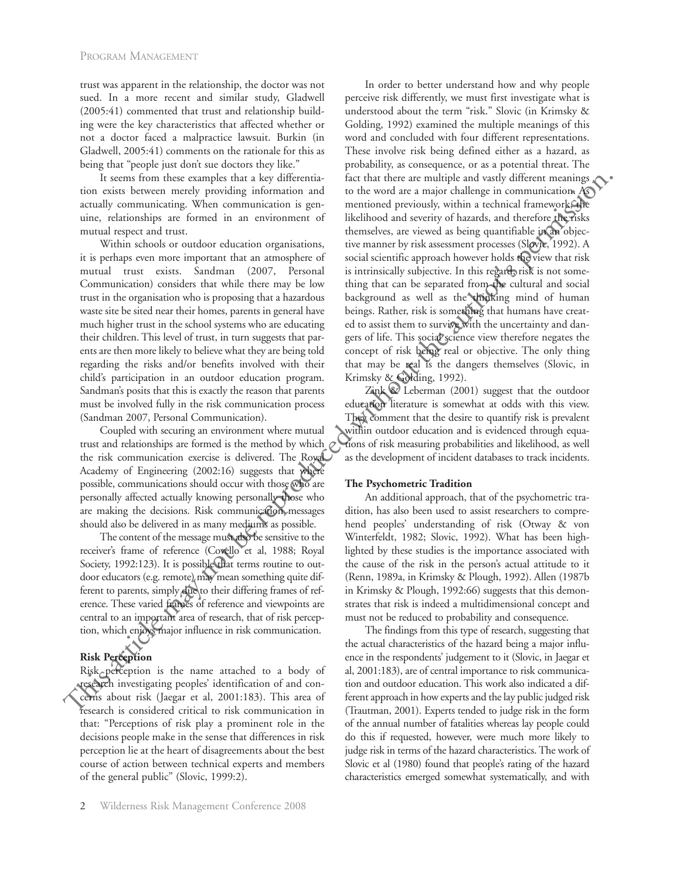trust was apparent in the relationship, the doctor was not sued. In a more recent and similar study, Gladwell (2005:41) commented that trust and relationship building were the key characteristics that affected whether or not a doctor faced a malpractice lawsuit. Burkin (in Gladwell, 2005:41) comments on the rationale for this as being that "people just don't sue doctors they like."

It seems from these examples that a key differentiation exists between merely providing information and actually communicating. When communication is genuine, relationships are formed in an environment of mutual respect and trust.

Within schools or outdoor education organisations, it is perhaps even more important that an atmosphere of mutual trust exists. Sandman (2007, Personal Communication) considers that while there may be low trust in the organisation who is proposing that a hazardous waste site be sited near their homes, parents in general have much higher trust in the school systems who are educating their children. This level of trust, in turn suggests that parents are then more likely to believe what they are being told regarding the risks and/or benefits involved with their child's participation in an outdoor education program. Sandman's posits that this is exactly the reason that parents must be involved fully in the risk communication process (Sandman 2007, Personal Communication).

Coupled with securing an environment where mutual trust and relationships are formed is the method by which the risk communication exercise is delivered. The Royal Academy of Engineering (2002:16) suggests that where possible, communications should occur with those who are personally affected actually knowing personally those who are making the decisions. Risk communication messages should also be delivered in as many mediums as possible.

The content of the message must also be sensitive to the receiver's frame of reference (Covello et al, 1988; Royal Society, 1992:123). It is possible that terms routine to outdoor educators (e.g. remote) may mean something quite different to parents, simply due to their differing frames of reference. These varied frames of reference and viewpoints are central to an important area of research, that of risk perception, which enjoys major influence in risk communication.

**Risk Perception**

Risk perception is the name attached to a body of research investigating peoples' identification of and concerns about risk (Jaegar et al, 2001:183). This area of research is considered critical to risk communication in that: "Perceptions of risk play a prominent role in the decisions people make in the sense that differences in risk perception lie at the heart of disagreements about the best course of action between technical experts and members of the general public" (Slovic, 1999:2).

In order to better understand how and why people perceive risk differently, we must first investigate what is understood about the term "risk." Slovic (in Krimsky & Golding, 1992) examined the multiple meanings of this word and concluded with four different representations. These involve risk being defined either as a hazard, as probability, as consequence, or as a potential threat. The fact that there are multiple and vastly different meanings to the word are a major challenge in communication. As mentioned previously, within a technical framework, the likelihood and severity of hazards, and therefore the risks themselves, are viewed as being quantifiable in an objective manner by risk assessment processes (Slovic, 1992). A social scientific approach however holds the view that risk is intrinsically subjective. In this regard, risk is not something that can be separated from the cultural and social background as well as the thinking mind of human beings. Rather, risk is something that humans have created to assist them to survive with the uncertainty and dangers of life. This social science view therefore negates the concept of risk being real or objective. The only thing that may be real is the dangers themselves (Slovic, in Krimsky & Golding, 1992).

Zink & Leberman (2001) suggest that the outdoor education literature is somewhat at odds with this view. They comment that the desire to quantify risk is prevalent within outdoor education and is evidenced through equations of risk measuring probabilities and likelihood, as well as the development of incident databases to track incidents.

**The Psychometric Tradition**

An additional approach, that of the psychometric tradition, has also been used to assist researchers to comprehend peoples' understanding of risk (Otway & von Winterfeldt, 1982; Slovic, 1992). What has been highlighted by these studies is the importance associated with the cause of the risk in the person's actual attitude to it (Renn, 1989a, in Krimsky & Plough, 1992). Allen (1987b in Krimsky & Plough, 1992:66) suggests that this demonstrates that risk is indeed a multidimensional concept and must not be reduced to probability and consequence.

The findings from this type of research, suggesting that the actual characteristics of the hazard being a major influence in the respondents' judgement to it (Slovic, in Jaegar et al, 2001:183), are of central importance to risk communication and outdoor education. This work also indicated a different approach in how experts and the lay public judged risk (Trautman, 2001). Experts tended to judge risk in the form of the annual number of fatalities whereas lay people could do this if requested, however, were much more likely to judge risk in terms of the hazard characteristics. The work of Slovic et al (1980) found that people's rating of the hazard characteristics emerged somewhat systematically, and with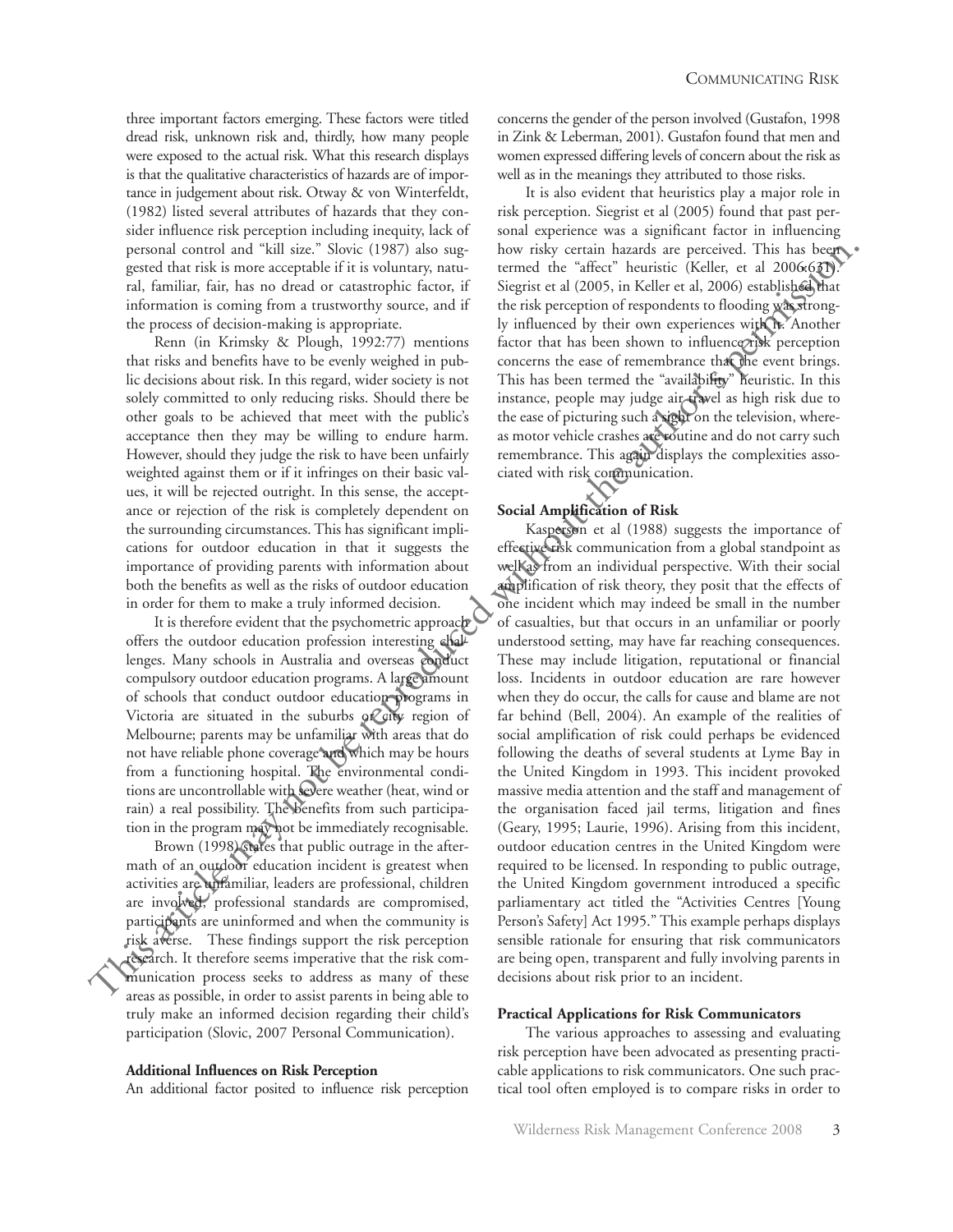three important factors emerging. These factors were titled dread risk, unknown risk and, thirdly, how many people were exposed to the actual risk. What this research displays is that the qualitative characteristics of hazards are of importance in judgement about risk. Otway & von Winterfeldt, (1982) listed several attributes of hazards that they consider influence risk perception including inequity, lack of personal control and "kill size." Slovic (1987) also suggested that risk is more acceptable if it is voluntary, natural, familiar, fair, has no dread or catastrophic factor, if information is coming from a trustworthy source, and if the process of decision-making is appropriate.

Renn (in Krimsky & Plough, 1992:77) mentions that risks and benefits have to be evenly weighed in public decisions about risk. In this regard, wider society is not solely committed to only reducing risks. Should there be other goals to be achieved that meet with the public's acceptance then they may be willing to endure harm. However, should they judge the risk to have been unfairly weighted against them or if it infringes on their basic values, it will be rejected outright. In this sense, the acceptance or rejection of the risk is completely dependent on the surrounding circumstances. This has significant implications for outdoor education in that it suggests the importance of providing parents with information about both the benefits as well as the risks of outdoor education in order for them to make a truly informed decision.

It is therefore evident that the psychometric approach offers the outdoor education profession interesting challenges. Many schools in Australia and overseas conduct compulsory outdoor education programs. A large amount of schools that conduct outdoor education programs in Victoria are situated in the suburbs or city region of Melbourne; parents may be unfamiliar with areas that do not have reliable phone coverage and which may be hours from a functioning hospital. The environmental conditions are uncontrollable with severe weather (heat, wind or rain) a real possibility. The benefits from such participation in the program may not be immediately recognisable.

Brown (1998) states that public outrage in the aftermath of an outdoor education incident is greatest when activities are unfamiliar, leaders are professional, children are involved, professional standards are compromised, participants are uninformed and when the community is risk averse. These findings support the risk perception research. It therefore seems imperative that the risk communication process seeks to address as many of these areas as possible, in order to assist parents in being able to truly make an informed decision regarding their child's participation (Slovic, 2007 Personal Communication).

**Additional Influences on Risk Perception**

An additional factor posited to influence risk perception concerns the gender of the person involved (Gustafon, 1998 in Zink & Leberman, 2001). Gustafon found that men and women expressed differing levels of concern about the risk as well as in the meanings they attributed to those risks.

It is also evident that heuristics play a major role in risk perception. Siegrist et al (2005) found that past personal experience was a significant factor in influencing how risky certain hazards are perceived. This has been termed the "affect" heuristic (Keller, et al 2006:631). Siegrist et al (2005, in Keller et al, 2006) established that the risk perception of respondents to flooding was strongly influenced by their own experiences with it. Another factor that has been shown to influence risk perception concerns the ease of remembrance that the event brings. This has been termed the "availability" heuristic. In this instance, people may judge air travel as high risk due to the ease of picturing such a sight on the television, whereas motor vehicle crashes are routine and do not carry such remembrance. This again displays the complexities associated with risk communication.

**Social Amplification of Risk**

Kasperson et al (1988) suggests the importance of effective risk communication from a global standpoint as well as from an individual perspective. With their social amplification of risk theory, they posit that the effects of one incident which may indeed be small in the number of casualties, but that occurs in an unfamiliar or poorly understood setting, may have far reaching consequences. These may include litigation, reputational or financial loss. Incidents in outdoor education are rare however when they do occur, the calls for cause and blame are not far behind (Bell, 2004). An example of the realities of social amplification of risk could perhaps be evidenced following the deaths of several students at Lyme Bay in the United Kingdom in 1993. This incident provoked massive media attention and the staff and management of the organisation faced jail terms, litigation and fines (Geary, 1995; Laurie, 1996). Arising from this incident, outdoor education centres in the United Kingdom were required to be licensed. In responding to public outrage, the United Kingdom government introduced a specific parliamentary act titled the "Activities Centres [Young Person's Safety] Act 1995." This example perhaps displays sensible rationale for ensuring that risk communicators are being open, transparent and fully involving parents in decisions about risk prior to an incident.

**Practical Applications for Risk Communicators**

The various approaches to assessing and evaluating risk perception have been advocated as presenting practicable applications to risk communicators. One such practical tool often employed is to compare risks in order to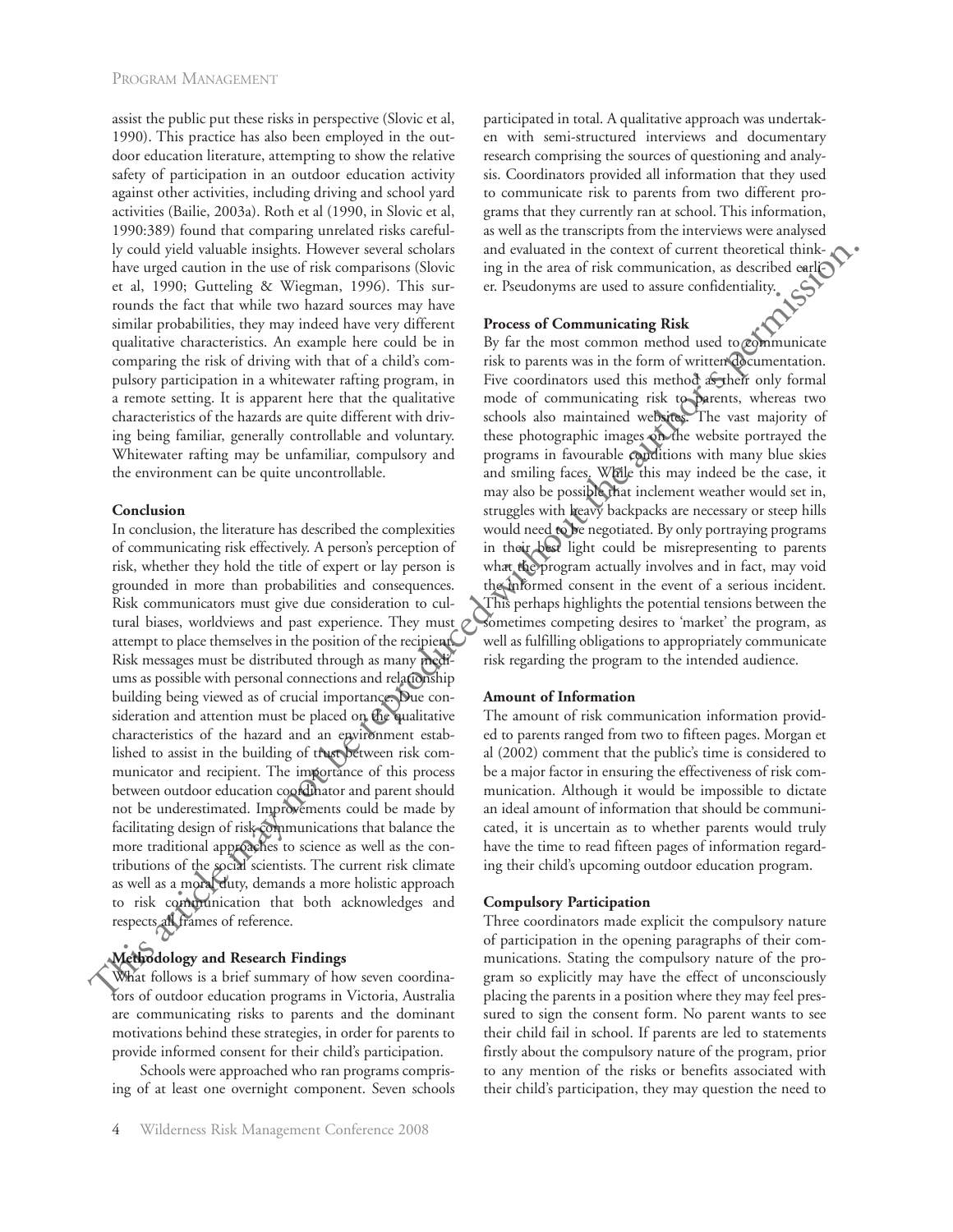assist the public put these risks in perspective (Slovic et al, 1990). This practice has also been employed in the outdoor education literature, attempting to show the relative safety of participation in an outdoor education activity against other activities, including driving and school yard activities (Bailie, 2003a). Roth et al (1990, in Slovic et al, 1990:389) found that comparing unrelated risks carefully could yield valuable insights. However several scholars have urged caution in the use of risk comparisons (Slovic et al, 1990; Gutteling & Wiegman, 1996). This surrounds the fact that while two hazard sources may have similar probabilities, they may indeed have very different qualitative characteristics. An example here could be in comparing the risk of driving with that of a child's compulsory participation in a whitewater rafting program, in a remote setting. It is apparent here that the qualitative characteristics of the hazards are quite different with driving being familiar, generally controllable and voluntary. Whitewater rafting may be unfamiliar, compulsory and the environment can be quite uncontrollable.

**Conclusion**

In conclusion, the literature has described the complexities of communicating risk effectively. A person's perception of risk, whether they hold the title of expert or lay person is grounded in more than probabilities and consequences. Risk communicators must give due consideration to cultural biases, worldviews and past experience. They must attempt to place themselves in the position of the recipient. Risk messages must be distributed through as many mediums as possible with personal connections and relationship building being viewed as of crucial importance. Due consideration and attention must be placed on the qualitative characteristics of the hazard and an environment established to assist in the building of trust between risk communicator and recipient. The importance of this process between outdoor education coordinator and parent should not be underestimated. Improvements could be made by facilitating design of risk communications that balance the more traditional approaches to science as well as the contributions of the social scientists. The current risk climate as well as a moral duty, demands a more holistic approach to risk communication that both acknowledges and respects all frames of reference.

**Methodology and Research Findings**

What follows is a brief summary of how seven coordinators of outdoor education programs in Victoria, Australia are communicating risks to parents and the dominant motivations behind these strategies, in order for parents to provide informed consent for their child's participation.

Schools were approached who ran programs comprising of at least one overnight component. Seven schools participated in total. A qualitative approach was undertaken with semi-structured interviews and documentary research comprising the sources of questioning and analysis. Coordinators provided all information that they used to communicate risk to parents from two different programs that they currently ran at school. This information, as well as the transcripts from the interviews were analysed and evaluated in the context of current theoretical thinking in the area of risk communication, as described earlier. Pseudonyms are used to assure confidentiality.

**Process of Communicating Risk**

By far the most common method used to communicate risk to parents was in the form of written documentation. Five coordinators used this method as their only formal mode of communicating risk to parents, whereas two schools also maintained websites. The vast majority of these photographic images on the website portrayed the programs in favourable conditions with many blue skies and smiling faces. While this may indeed be the case, it may also be possible that inclement weather would set in, struggles with heavy backpacks are necessary or steep hills would need to be negotiated. By only portraying programs in their best light could be misrepresenting to parents what the program actually involves and in fact, may void the informed consent in the event of a serious incident. This perhaps highlights the potential tensions between the sometimes competing desires to 'market' the program, as well as fulfilling obligations to appropriately communicate risk regarding the program to the intended audience.

**Amount of Information**

The amount of risk communication information provided to parents ranged from two to fifteen pages. Morgan et al (2002) comment that the public's time is considered to be a major factor in ensuring the effectiveness of risk communication. Although it would be impossible to dictate an ideal amount of information that should be communicated, it is uncertain as to whether parents would truly have the time to read fifteen pages of information regarding their child's upcoming outdoor education program.

**Compulsory Participation**

Three coordinators made explicit the compulsory nature of participation in the opening paragraphs of their communications. Stating the compulsory nature of the program so explicitly may have the effect of unconsciously placing the parents in a position where they may feel pressured to sign the consent form. No parent wants to see their child fail in school. If parents are led to statements firstly about the compulsory nature of the program, prior to any mention of the risks or benefits associated with their child's participation, they may question the need to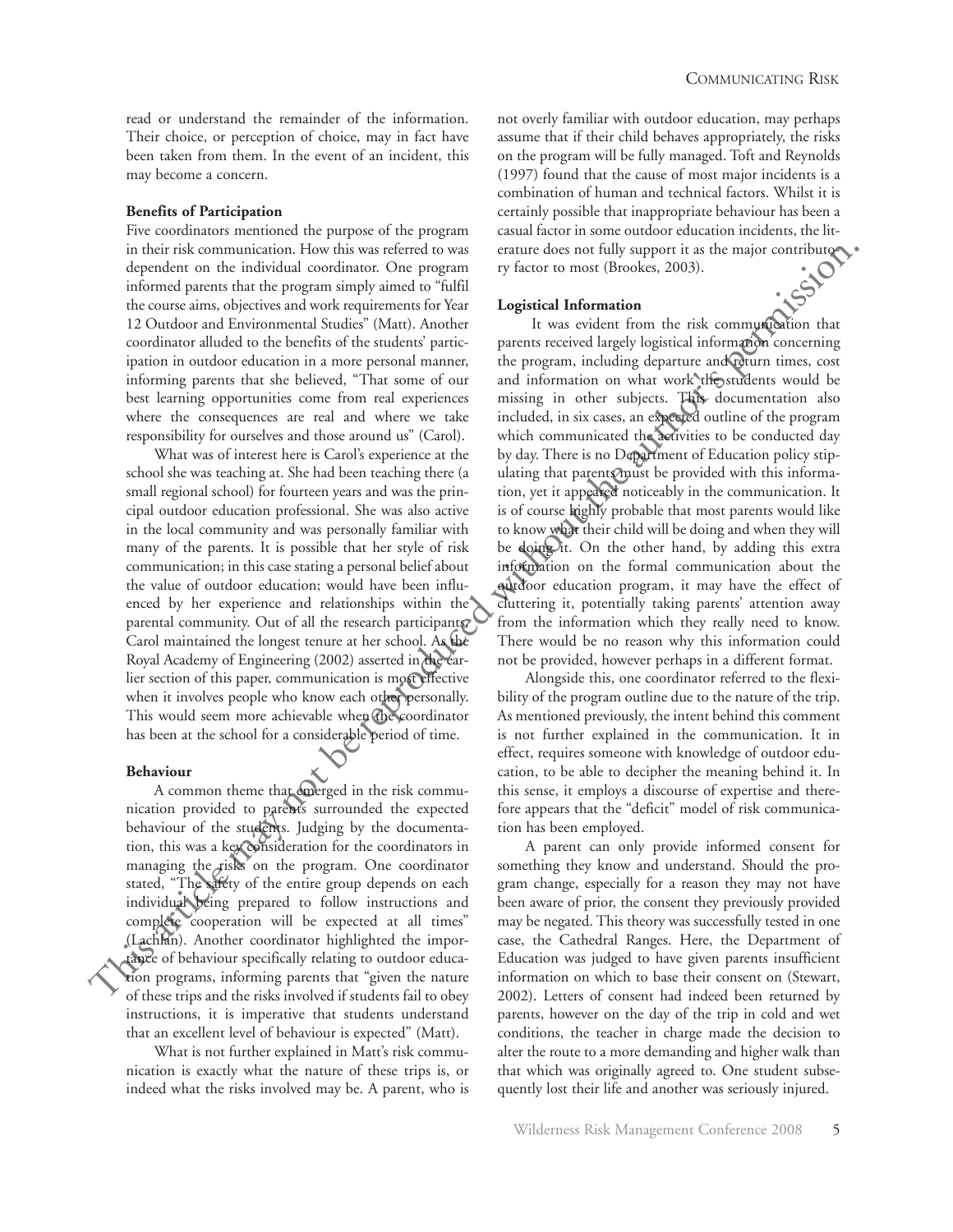read or understand the remainder of the information. Their choice, or perception of choice, may in fact have been taken from them. In the event of an incident, this may become a concern.

**Benefits of Participation**

Five coordinators mentioned the purpose of the program in their risk communication. How this was referred to was dependent on the individual coordinator. One program informed parents that the program simply aimed to "fulfil the course aims, objectives and work requirements for Year 12 Outdoor and Environmental Studies" (Matt). Another coordinator alluded to the benefits of the students' participation in outdoor education in a more personal manner, informing parents that she believed, "That some of our best learning opportunities come from real experiences where the consequences are real and where we take responsibility for ourselves and those around us" (Carol).

What was of interest here is Carol's experience at the school she was teaching at. She had been teaching there (a small regional school) for fourteen years and was the principal outdoor education professional. She was also active in the local community and was personally familiar with many of the parents. It is possible that her style of risk communication; in this case stating a personal belief about the value of outdoor education; would have been influenced by her experience and relationships within the parental community. Out of all the research participants, Carol maintained the longest tenure at her school. As the Royal Academy of Engineering (2002) asserted in the earlier section of this paper, communication is most effective when it involves people who know each other personally. This would seem more achievable when the coordinator has been at the school for a considerable period of time.

**Behaviour**

A common theme that emerged in the risk communication provided to parents surrounded the expected behaviour of the students. Judging by the documentation, this was a key consideration for the coordinators in managing the risks on the program. One coordinator stated, "The safety of the entire group depends on each individual being prepared to follow instructions and complete cooperation will be expected at all times" (Lachlan). Another coordinator highlighted the importance of behaviour specifically relating to outdoor education programs, informing parents that "given the nature of these trips and the risks involved if students fail to obey instructions, it is imperative that students understand that an excellent level of behaviour is expected" (Matt).

What is not further explained in Matt's risk communication is exactly what the nature of these trips is, or indeed what the risks involved may be. A parent, who is not overly familiar with outdoor education, may perhaps assume that if their child behaves appropriately, the risks on the program will be fully managed. Toft and Reynolds (1997) found that the cause of most major incidents is a combination of human and technical factors. Whilst it is certainly possible that inappropriate behaviour has been a casual factor in some outdoor education incidents, the literature does not fully support it as the major contributory factor to most (Brookes, 2003).

**Logistical Information**

It was evident from the risk communication that parents received largely logistical information concerning the program, including departure and return times, cost and information on what work the students would be missing in other subjects. This documentation also included, in six cases, an expected outline of the program which communicated the activities to be conducted day by day. There is no Department of Education policy stipulating that parents must be provided with this information, yet it appeared noticeably in the communication. It is of course highly probable that most parents would like to know what their child will be doing and when they will be doing it. On the other hand, by adding this extra information on the formal communication about the outdoor education program, it may have the effect of cluttering it, potentially taking parents' attention away from the information which they really need to know. There would be no reason why this information could not be provided, however perhaps in a different format.

Alongside this, one coordinator referred to the flexibility of the program outline due to the nature of the trip. As mentioned previously, the intent behind this comment is not further explained in the communication. It in effect, requires someone with knowledge of outdoor education, to be able to decipher the meaning behind it. In this sense, it employs a discourse of expertise and therefore appears that the "deficit" model of risk communication has been employed.

A parent can only provide informed consent for something they know and understand. Should the program change, especially for a reason they may not have been aware of prior, the consent they previously provided may be negated. This theory was successfully tested in one case, the Cathedral Ranges. Here, the Department of Education was judged to have given parents insufficient information on which to base their consent on (Stewart, 2002). Letters of consent had indeed been returned by parents, however on the day of the trip in cold and wet conditions, the teacher in charge made the decision to alter the route to a more demanding and higher walk than that which was originally agreed to. One student subsequently lost their life and another was seriously injured.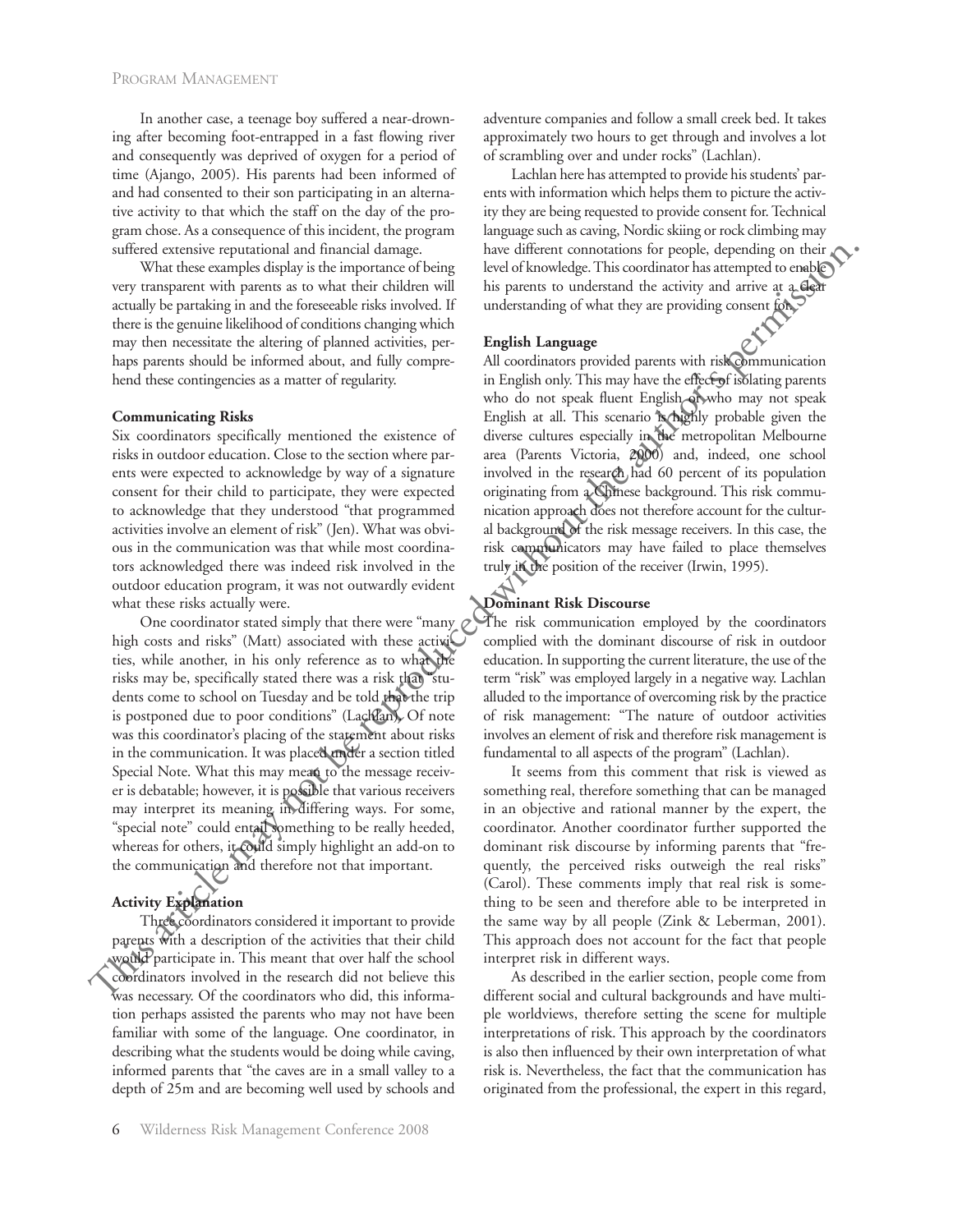In another case, a teenage boy suffered a near-drowning after becoming foot-entrapped in a fast flowing river and consequently was deprived of oxygen for a period of time (Ajango, 2005). His parents had been informed of and had consented to their son participating in an alternative activity to that which the staff on the day of the program chose. As a consequence of this incident, the program suffered extensive reputational and financial damage.

What these examples display is the importance of being very transparent with parents as to what their children will actually be partaking in and the foreseeable risks involved. If there is the genuine likelihood of conditions changing which may then necessitate the altering of planned activities, perhaps parents should be informed about, and fully comprehend these contingencies as a matter of regularity.

**Communicating Risks**

Six coordinators specifically mentioned the existence of risks in outdoor education. Close to the section where parents were expected to acknowledge by way of a signature consent for their child to participate, they were expected to acknowledge that they understood "that programmed activities involve an element of risk" (Jen). What was obvious in the communication was that while most coordinators acknowledged there was indeed risk involved in the outdoor education program, it was not outwardly evident what these risks actually were.

One coordinator stated simply that there were "many high costs and risks" (Matt) associated with these activities, while another, in his only reference as to what the risks may be, specifically stated there was a risk that "students come to school on Tuesday and be told that the trip is postponed due to poor conditions" (Lachlan). Of note was this coordinator's placing of the statement about risks in the communication. It was placed under a section titled Special Note. What this may mean to the message receiver is debatable; however, it is possible that various receivers may interpret its meaning in differing ways. For some, "special note" could entail something to be really heeded, whereas for others, it could simply highlight an add-on to the communication and therefore not that important.

**Activity Explanation**

Three coordinators considered it important to provide parents with a description of the activities that their child would participate in. This meant that over half the school coordinators involved in the research did not believe this was necessary. Of the coordinators who did, this information perhaps assisted the parents who may not have been familiar with some of the language. One coordinator, in describing what the students would be doing while caving, informed parents that "the caves are in a small valley to a depth of 25m and are becoming well used by schools and adventure companies and follow a small creek bed. It takes approximately two hours to get through and involves a lot of scrambling over and under rocks" (Lachlan).

Lachlan here has attempted to provide his students' parents with information which helps them to picture the activity they are being requested to provide consent for. Technical language such as caving, Nordic skiing or rock climbing may have different connotations for people, depending on their level of knowledge. This coordinator has attempted to enable his parents to understand the activity and arrive at a clear understanding of what they are providing consent for.

**English Language**

All coordinators provided parents with risk communication in English only. This may have the effect of isolating parents who do not speak fluent English or who may not speak English at all. This scenario is highly probable given the diverse cultures especially in the metropolitan Melbourne area (Parents Victoria, 2000) and, indeed, one school involved in the research had 60 percent of its population originating from a Chinese background. This risk communication approach does not therefore account for the cultural background of the risk message receivers. In this case, the risk communicators may have failed to place themselves truly in the position of the receiver (Irwin, 1995).

**Dominant Risk Discourse**

The risk communication employed by the coordinators complied with the dominant discourse of risk in outdoor education. In supporting the current literature, the use of the term "risk" was employed largely in a negative way. Lachlan alluded to the importance of overcoming risk by the practice of risk management: "The nature of outdoor activities involves an element of risk and therefore risk management is fundamental to all aspects of the program" (Lachlan).

It seems from this comment that risk is viewed as something real, therefore something that can be managed in an objective and rational manner by the expert, the coordinator. Another coordinator further supported the dominant risk discourse by informing parents that "frequently, the perceived risks outweigh the real risks" (Carol). These comments imply that real risk is something to be seen and therefore able to be interpreted in the same way by all people (Zink & Leberman, 2001). This approach does not account for the fact that people interpret risk in different ways.

As described in the earlier section, people come from different social and cultural backgrounds and have multiple worldviews, therefore setting the scene for multiple interpretations of risk. This approach by the coordinators is also then influenced by their own interpretation of what risk is. Nevertheless, the fact that the communication has originated from the professional, the expert in this regard,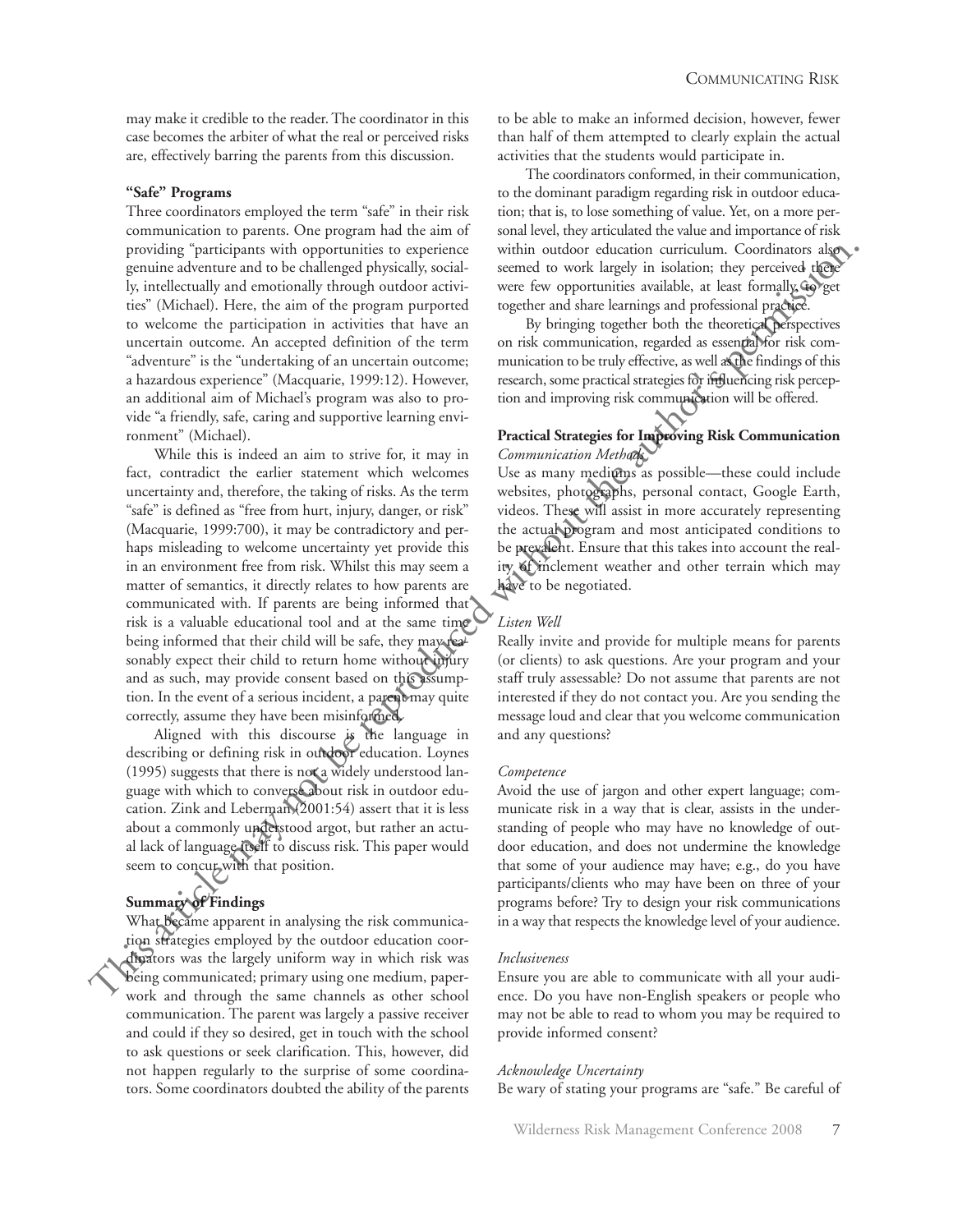may make it credible to the reader. The coordinator in this case becomes the arbiter of what the real or perceived risks are, effectively barring the parents from this discussion.

**"Safe" Programs**

Three coordinators employed the term "safe" in their risk communication to parents. One program had the aim of providing "participants with opportunities to experience genuine adventure and to be challenged physically, socially, intellectually and emotionally through outdoor activities" (Michael). Here, the aim of the program purported to welcome the participation in activities that have an uncertain outcome. An accepted definition of the term "adventure" is the "undertaking of an uncertain outcome; a hazardous experience" (Macquarie, 1999:12). However, an additional aim of Michael's program was also to provide "a friendly, safe, caring and supportive learning environment" (Michael).

While this is indeed an aim to strive for, it may in fact, contradict the earlier statement which welcomes uncertainty and, therefore, the taking of risks. As the term "safe" is defined as "free from hurt, injury, danger, or risk" (Macquarie, 1999:700), it may be contradictory and perhaps misleading to welcome uncertainty yet provide this in an environment free from risk. Whilst this may seem a matter of semantics, it directly relates to how parents are communicated with. If parents are being informed that risk is a valuable educational tool and at the same time being informed that their child will be safe, they may reasonably expect their child to return home without injury and as such, may provide consent based on this assumption. In the event of a serious incident, a parent may quite correctly, assume they have been misinformed.

Aligned with this discourse is the language in describing or defining risk in outdoor education. Loynes (1995) suggests that there is not a widely understood language with which to converse about risk in outdoor education. Zink and Leberman (2001:54) assert that it is less about a commonly understood argot, but rather an actual lack of language itself to discuss risk. This paper would seem to concur with that position.

**Summary of Findings**

What became apparent in analysing the risk communication strategies employed by the outdoor education coordinators was the largely uniform way in which risk was being communicated; primary using one medium, paperwork and through the same channels as other school communication. The parent was largely a passive receiver and could if they so desired, get in touch with the school to ask questions or seek clarification. This, however, did not happen regularly to the surprise of some coordinators. Some coordinators doubted the ability of the parents to be able to make an informed decision, however, fewer than half of them attempted to clearly explain the actual activities that the students would participate in.

The coordinators conformed, in their communication, to the dominant paradigm regarding risk in outdoor education; that is, to lose something of value. Yet, on a more personal level, they articulated the value and importance of risk within outdoor education curriculum. Coordinators also seemed to work largely in isolation; they perceived there were few opportunities available, at least formally, to get together and share learnings and professional practice.

By bringing together both the theoretical perspectives on risk communication, regarded as essential for risk communication to be truly effective, as well as the findings of this research, some practical strategies for influencing risk perception and improving risk communication will be offered.

**Practical Strategies for Improving Risk Communication**

*Communication Methods*

Use as many mediums as possible—these could include websites, photographs, personal contact, Google Earth, videos. These will assist in more accurately representing the actual program and most anticipated conditions to be prevalent. Ensure that this takes into account the reality of inclement weather and other terrain which may have to be negotiated.

*Listen Well*

Really invite and provide for multiple means for parents (or clients) to ask questions. Are your program and your staff truly assessable? Do not assume that parents are not interested if they do not contact you. Are you sending the message loud and clear that you welcome communication and any questions?

*Competence*

Avoid the use of jargon and other expert language; communicate risk in a way that is clear, assists in the understanding of people who may have no knowledge of outdoor education, and does not undermine the knowledge that some of your audience may have; e.g., do you have participants/clients who may have been on three of your programs before? Try to design your risk communications in a way that respects the knowledge level of your audience.

*Inclusiveness*

Ensure you are able to communicate with all your audience. Do you have non-English speakers or people who may not be able to read to whom you may be required to provide informed consent?

*Acknowledge Uncertainty*

Be wary of stating your programs are "safe." Be careful of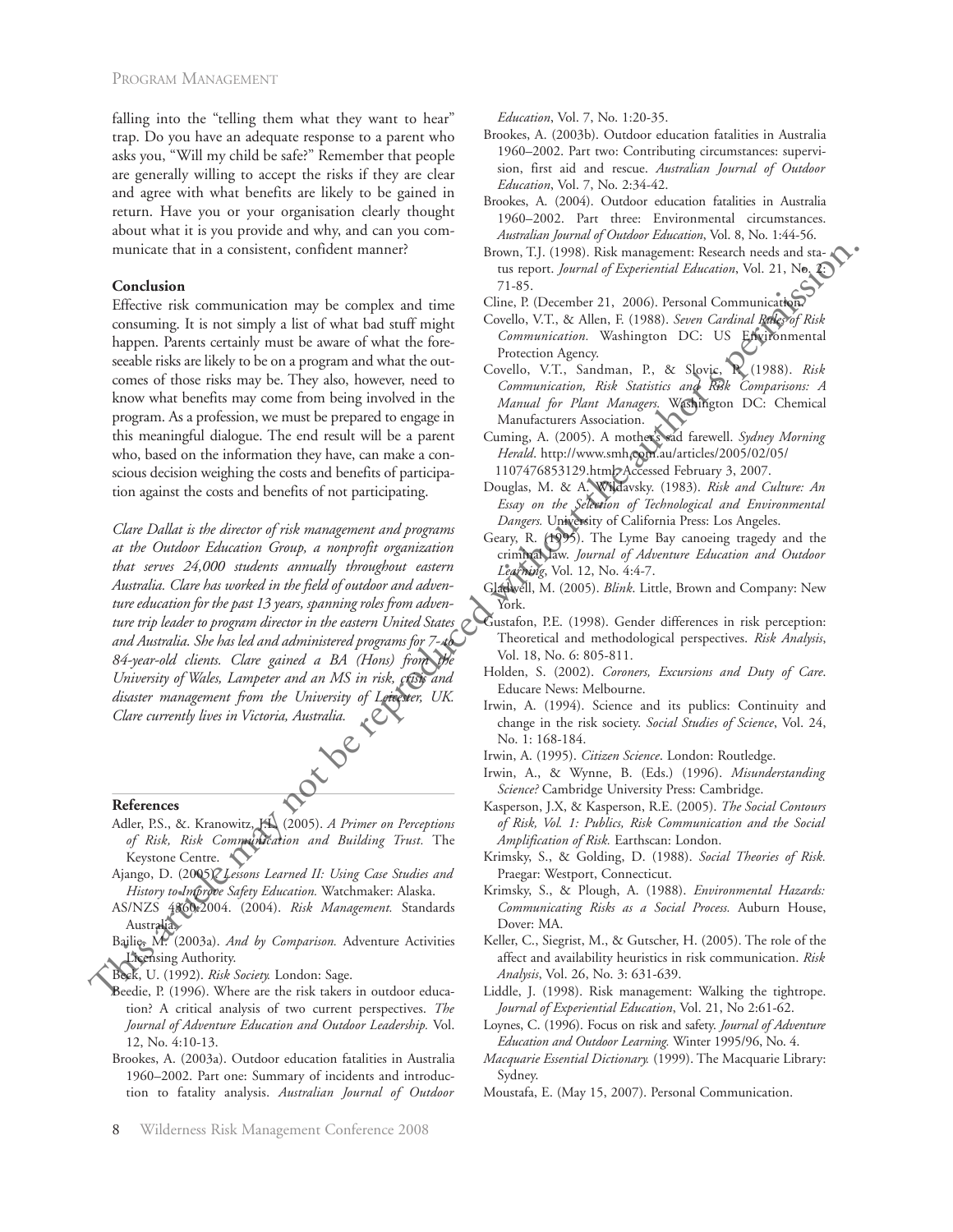falling into the "telling them what they want to hear" trap. Do you have an adequate response to a parent who asks you, "Will my child be safe?" Remember that people are generally willing to accept the risks if they are clear and agree with what benefits are likely to be gained in return. Have you or your organisation clearly thought about what it is you provide and why, and can you communicate that in a consistent, confident manner?

### Conclusion

Effective risk communication may be complex and time consuming. It is not simply a list of what bad stuff might happen. Parents certainly must be aware of what the foreseeable risks are likely to be on a program and what the outcomes of those risks may be. They also, however, need to know what benefits may come from being involved in the program. As a profession, we must be prepared to engage in this meaningful dialogue. The end result will be a parent who, based on the information they have, can make a conscious decision weighing the costs and benefits of participation against the costs and benefits of not participating.

*Clare Dallat is the director of risk management and programs at the Outdoor Education Group, a nonprofit organization that serves 24,000 students annually throughout eastern Australia. Clare has worked in the field of outdoor and adventure education for the past 13 years, spanning roles from adventure trip leader to program director in the eastern United States and Australia. She has led and administered programs for 7- to 84-year-old clients. Clare gained a BA (Hons) from the University of Wales, Lampeter and an MS in risk, crisis and disaster management from the University of Leicester, UK. Clare currently lives in Victoria, Australia.*

### References

Adler, P.S., &. Kranowitz, J.L. (2005). *A Primer on Perceptions of Risk, Risk Communication and Building Trust.* The Keystone Centre.

Ajango, D. (2005). *Lessons Learned II: Using Case Studies and History to Improve Safety Education.* Watchmaker: Alaska.

AS/NZS 4360:2004. (2004). *Risk Management.* Standards Australia.

Bailie, M. (2003a). *And by Comparison.* Adventure Activities Licensing Authority.

Beck, U. (1992). *Risk Society.* London: Sage.

Beedie, P. (1996). Where are the risk takers in outdoor education? A critical analysis of two current perspectives. *The Journal of Adventure Education and Outdoor Leadership.* Vol. 12, No. 4:10-13.

Brookes, A. (2003a). Outdoor education fatalities in Australia 1960–2002. Part one: Summary of incidents and introduction to fatality analysis. *Australian Journal of Outdoor Education*, Vol. 7, No. 1:20-35.

Brookes, A. (2003b). Outdoor education fatalities in Australia 1960–2002. Part two: Contributing circumstances: supervision, first aid and rescue. *Australian Journal of Outdoor Education*, Vol. 7, No. 2:34-42.

Brookes, A. (2004). Outdoor education fatalities in Australia 1960–2002. Part three: Environmental circumstances. *Australian Journal of Outdoor Education*, Vol. 8, No. 1:44-56.

Brown, T.J. (1998). Risk management: Research needs and status report. *Journal of Experiential Education*, Vol. 21, No. 2: 71-85.

Cline, P. (December 21, 2006). Personal Communication.

Covello, V.T., & Allen, F. (1988). *Seven Cardinal Rules of Risk Communication.* Washington DC: US Environmental Protection Agency.

Covello, V.T., Sandman, P., & Slovic, P. (1988). *Risk Communication, Risk Statistics and Risk Comparisons: A Manual for Plant Managers.* Washington DC: Chemical Manufacturers Association.

Cuming, A. (2005). A mother's sad farewell. *Sydney Morning Herald*. http://www.smh.com.au/articles/2005/02/05/1107476853129.html. Accessed February 3, 2007.

Douglas, M. & A. Wildavsky. (1983). *Risk and Culture: An Essay on the Selection of Technological and Environmental Dangers.* University of California Press: Los Angeles.

Geary, R. (1995). The Lyme Bay canoeing tragedy and the criminal law. *Journal of Adventure Education and Outdoor Learning*, Vol. 12, No. 4:4-7.

Gladwell, M. (2005). *Blink*. Little, Brown and Company: New York.

Gustafon, P.E. (1998). Gender differences in risk perception: Theoretical and methodological perspectives. *Risk Analysis*, Vol. 18, No. 6: 805-811.

Holden, S. (2002). *Coroners, Excursions and Duty of Care*. Educare News: Melbourne.

Irwin, A. (1994). Science and its publics: Continuity and change in the risk society. *Social Studies of Science*, Vol. 24, No. 1: 168-184.

Irwin, A. (1995). *Citizen Science*. London: Routledge.

Irwin, A., & Wynne, B. (Eds.) (1996). *Misunderstanding Science?* Cambridge University Press: Cambridge.

Kasperson, J.X, & Kasperson, R.E. (2005). *The Social Contours of Risk, Vol. 1: Publics, Risk Communication and the Social Amplification of Risk.* Earthscan: London.

Krimsky, S., & Golding, D. (1988). *Social Theories of Risk.* Praegar: Westport, Connecticut.

Krimsky, S., & Plough, A. (1988). *Environmental Hazards: Communicating Risks as a Social Process.* Auburn House, Dover: MA.

Keller, C., Siegrist, M., & Gutscher, H. (2005). The role of the affect and availability heuristics in risk communication. *Risk Analysis*, Vol. 26, No. 3: 631-639.

Liddle, J. (1998). Risk management: Walking the tightrope. *Journal of Experiential Education*, Vol. 21, No 2:61-62.

Loynes, C. (1996). Focus on risk and safety. *Journal of Adventure Education and Outdoor Learning.* Winter 1995/96, No. 4.

*Macquarie Essential Dictionary.* (1999). The Macquarie Library: Sydney.

Moustafa, E. (May 15, 2007). Personal Communication.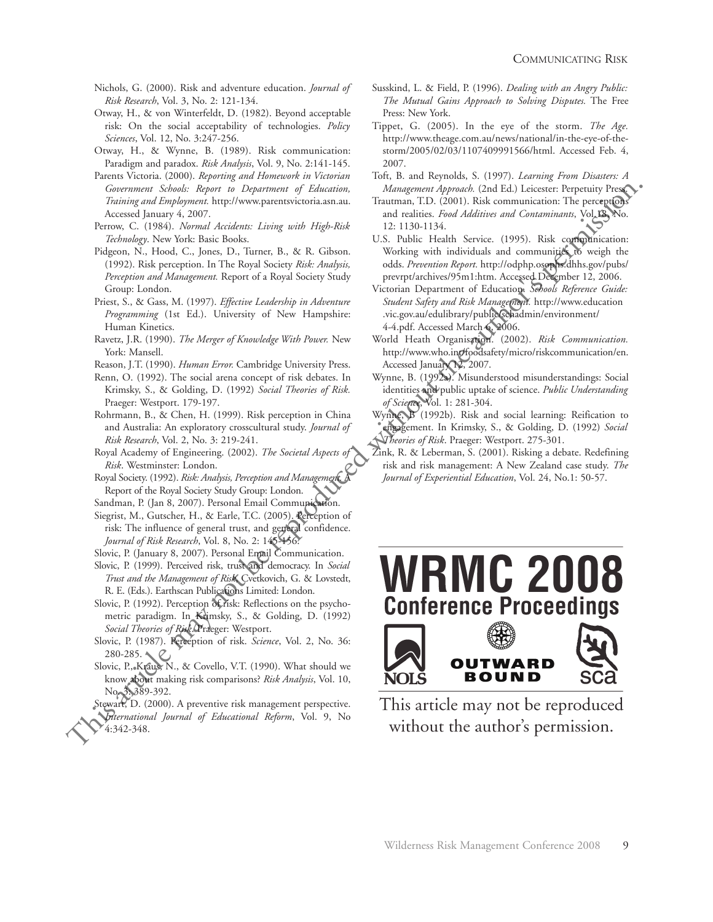Nichols, G. (2000). Risk and adventure education. *Journal of Risk Research*, Vol. 3, No. 2: 121-134.

Otway, H., & von Winterfeldt, D. (1982). Beyond acceptable risk: On the social acceptability of technologies. *Policy Sciences*, Vol. 12, No. 3:247-256.

Otway, H., & Wynne, B. (1989). Risk communication: Paradigm and paradox. *Risk Analysis*, Vol. 9, No. 2:141-145.

Parents Victoria. (2000). *Reporting and Homework in Victorian Government Schools: Report to Department of Education, Training and Employment.* http://www.parentsvictoria.asn.au. Accessed January 4, 2007.

Perrow, C. (1984). *Normal Accidents: Living with High-Risk Technology*. New York: Basic Books.

Pidgeon, N., Hood, C., Jones, D., Turner, B., & R. Gibson. (1992). Risk perception. In The Royal Society *Risk: Analysis, Perception and Management.* Report of a Royal Society Study Group: London.

Priest, S., & Gass, M. (1997). *Effective Leadership in Adventure Programming* (1st Ed.). University of New Hampshire: Human Kinetics.

Ravetz, J.R. (1990). *The Merger of Knowledge With Power.* New York: Mansell.

Reason, J.T. (1990). *Human Error.* Cambridge University Press.

Renn, O. (1992). The social arena concept of risk debates. In Krimsky, S., & Golding, D. (1992) *Social Theories of Risk.* Praeger: Westport. 179-197.

Rohrmann, B., & Chen, H. (1999). Risk perception in China and Australia: An exploratory crosscultural study. *Journal of Risk Research*, Vol. 2, No. 3: 219-241.

Royal Academy of Engineering. (2002). *The Societal Aspects of Risk*. Westminster: London.

Royal Society. (1992). *Risk: Analysis, Perception and Management*. A Report of the Royal Society Study Group: London.

Sandman, P. (Jan 8, 2007). Personal Email Communication.

Siegrist, M., Gutscher, H., & Earle, T.C. (2005). Perception of risk: The influence of general trust, and general confidence. *Journal of Risk Research*, Vol. 8, No. 2: 145-156.

Slovic, P. (January 8, 2007). Personal Email Communication.

Slovic, P. (1999). Perceived risk, trust and democracy. In *Social Trust and the Management of Risk*, Cvetkovich, G. & Lovstedt, R. E. (Eds.). Earthscan Publications Limited: London.

Slovic, P. (1992). Perception of risk: Reflections on the psychometric paradigm. In Krimsky, S., & Golding, D. (1992) *Social Theories of Risk*. Praeger: Westport.

Slovic, P. (1987). Perception of risk. *Science*, Vol. 2, No. 36: 280-285.

Slovic, P., Kraus, N., & Covello, V.T. (1990). What should we know about making risk comparisons? *Risk Analysis*, Vol. 10, No. 3: 389-392.

Stewart, D. (2000). A preventive risk management perspective. *International Journal of Educational Reform*, Vol. 9, No 4:342-348.

Susskind, L. & Field, P. (1996). *Dealing with an Angry Public: The Mutual Gains Approach to Solving Disputes.* The Free Press: New York.

Tippet, G. (2005). In the eye of the storm. *The Age.* http://www.theage.com.au/news/national/in-the-eye-of-the-storm/2005/02/03/1107409991566/html. Accessed Feb. 4, 2007.

Toft, B. and Reynolds, S. (1997). *Learning From Disasters: A Management Approach.* (2nd Ed.) Leicester: Perpetuity Press.

Trautman, T.D. (2001). Risk communication: The perceptions and realities. *Food Additives and Contaminants*, Vol.18, No. 12: 1130-1134.

U.S. Public Health Service. (1995). Risk communication: Working with individuals and communities to weigh the odds. *Prevention Report.* http://odphp.osophs.dhhs.gov/pubs/prevrpt/archives/95m1:htm. Accessed December 12, 2006.

Victorian Department of Education. *Schools Reference Guide: Student Safety and Risk Management.* http://www.education.vic.gov.au/edulibrary/public/schadmin/environment/4-4.pdf. Accessed March 6, 2006.

World Heath Organisation. (2002). *Risk Communication.* http://www.who.int/foodsafety/micro/riskcommunication/en. Accessed January 12, 2007.

Wynne, B. (1992a). Misunderstood misunderstandings: Social identities and public uptake of science. *Public Understanding of Science*, Vol. 1: 281-304.

Wynne, B (1992b). Risk and social learning: Reification to engagement. In Krimsky, S., & Golding, D. (1992) *Social Theories of Risk*. Praeger: Westport. 275-301.

Zink, R. & Leberman, S. (2001). Risking a debate. Redefining risk and risk management: A New Zealand case study. *The Journal of Experiential Education*, Vol. 24, No.1: 50-57.

**WRMC 2008 Conference Proceedings**

NOLS OUTWARD BOUND sca

This article may not be reproduced without the author's permission.